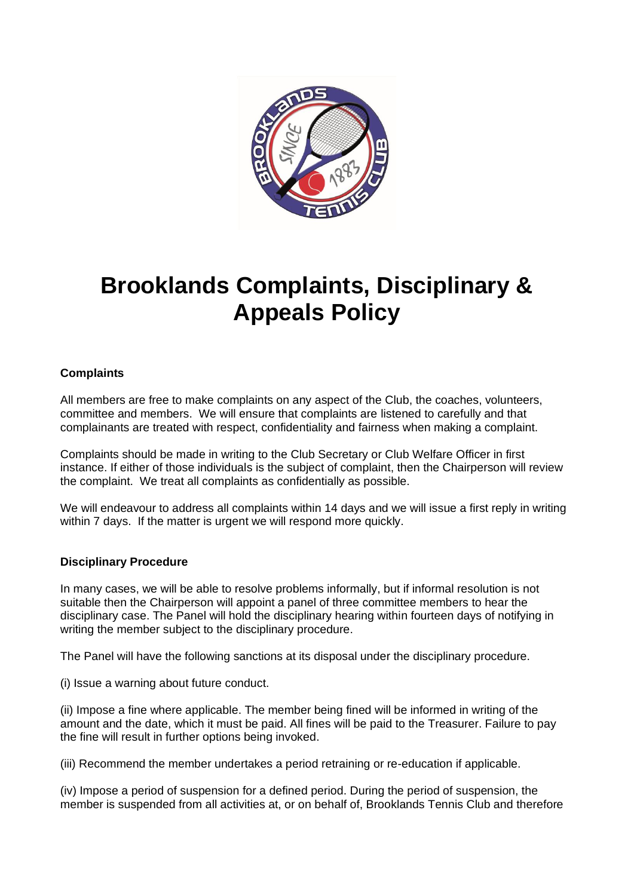# Brooklands Complaints, Disciplinary & Appeals Policy

**Complaints**

All members are free to make complaints on any aspect of the Club, the coaches, volunteers, committee and members. We will ensure that complaints are listened to carefully and that complainants are treated with respect, confidentiality and fairness when making a complaint.

Complaints should be made in writing to the Club Secretary or Club Welfare Officer in first instance. If either of those individuals is the subject of complaint, then the Chairperson will review the complaint. We treat all complaints as confidentially as possible.

We will endeavour to address all complaints within 14 days and we will issue a first reply in writing within 7 days. If the matter is urgent we will respond more quickly.

**Disciplinary Procedure**

In many cases, we will be able to resolve problems informally, but if informal resolution is not suitable then the Chairperson will appoint a panel of three committee members to hear the disciplinary case. The Panel will hold the disciplinary hearing within fourteen days of notifying in writing the member subject to the disciplinary procedure.

The Panel will have the following sanctions at its disposal under the disciplinary procedure.

(i) Issue a warning about future conduct.

(ii) Impose a fine where applicable. The member being fined will be informed in writing of the amount and the date, which it must be paid. All fines will be paid to the Treasurer. Failure to pay the fine will result in further options being invoked.

(iii) Recommend the member undertakes a period retraining or re-education if applicable.

(iv) Impose a period of suspension for a defined period. During the period of suspension, the member is suspended from all activities at, or on behalf of, Brooklands Tennis Club and therefore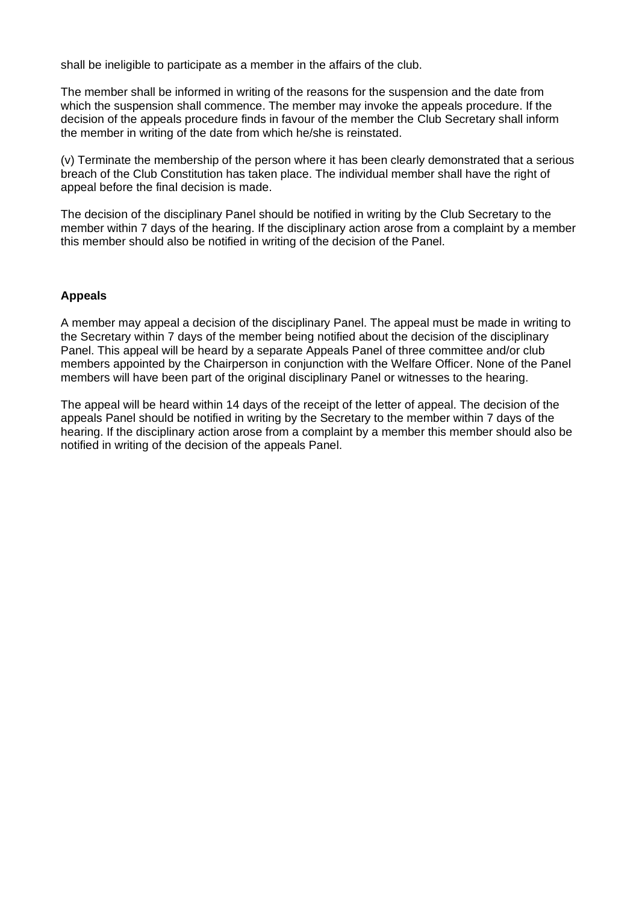shall be ineligible to participate as a member in the affairs of the club.

The member shall be informed in writing of the reasons for the suspension and the date from which the suspension shall commence. The member may invoke the appeals procedure. If the decision of the appeals procedure finds in favour of the member the Club Secretary shall inform the member in writing of the date from which he/she is reinstated.

(v) Terminate the membership of the person where it has been clearly demonstrated that a serious breach of the Club Constitution has taken place. The individual member shall have the right of appeal before the final decision is made.

The decision of the disciplinary Panel should be notified in writing by the Club Secretary to the member within 7 days of the hearing. If the disciplinary action arose from a complaint by a member this member should also be notified in writing of the decision of the Panel.

**Appeals**

A member may appeal a decision of the disciplinary Panel. The appeal must be made in writing to the Secretary within 7 days of the member being notified about the decision of the disciplinary Panel. This appeal will be heard by a separate Appeals Panel of three committee and/or club members appointed by the Chairperson in conjunction with the Welfare Officer. None of the Panel members will have been part of the original disciplinary Panel or witnesses to the hearing.

The appeal will be heard within 14 days of the receipt of the letter of appeal. The decision of the appeals Panel should be notified in writing by the Secretary to the member within 7 days of the hearing. If the disciplinary action arose from a complaint by a member this member should also be notified in writing of the decision of the appeals Panel.